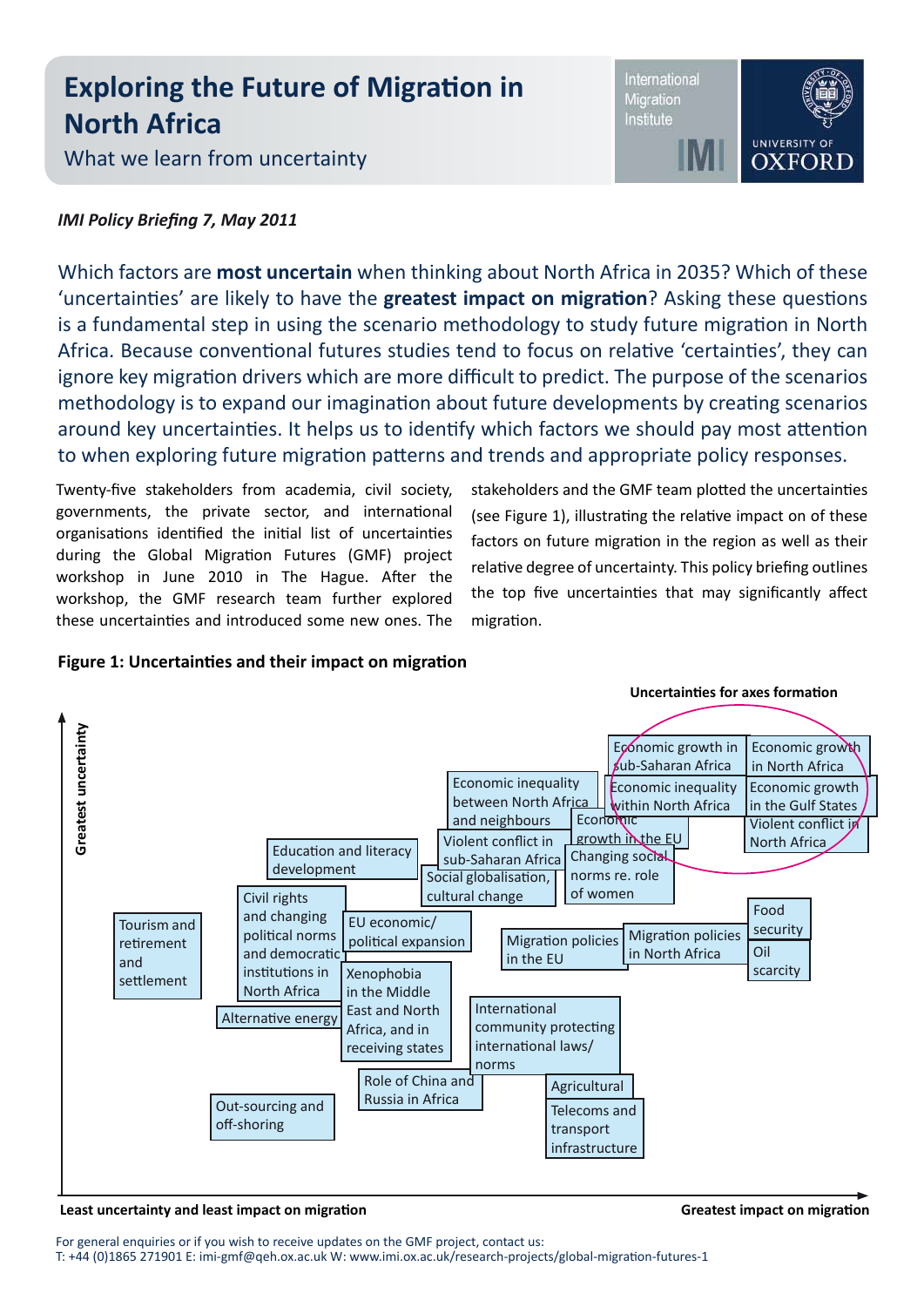# Exploring the Future of Migration in North Africa

What we learn from uncertainty

International Migration Institute | UNIVERSITY OF OXFORD

*IMI Policy Briefing 7, May 2011*

Which factors are **most uncertain** when thinking about North Africa in 2035? Which of these 'uncertainties' are likely to have the **greatest impact on migration**? Asking these questions is a fundamental step in using the scenario methodology to study future migration in North Africa. Because conventional futures studies tend to focus on relative 'certainties', they can ignore key migration drivers which are more difficult to predict. The purpose of the scenarios methodology is to expand our imagination about future developments by creating scenarios around key uncertainties. It helps us to identify which factors we should pay most attention to when exploring future migration patterns and trends and appropriate policy responses.

Twenty-five stakeholders from academia, civil society, governments, the private sector, and international organisations identified the initial list of uncertainties during the Global Migration Futures (GMF) project workshop in June 2010 in The Hague. After the workshop, the GMF research team further explored these uncertainties and introduced some new ones. The stakeholders and the GMF team plotted the uncertainties (see Figure 1), illustrating the relative impact on of these factors on future migration in the region as well as their relative degree of uncertainty. This policy briefing outlines the top five uncertainties that may significantly affect migration.

**Figure 1: Uncertainties and their impact on migration**

Uncertainties for axes formation (circled): Economic growth in sub-Saharan Africa; Economic growth in North Africa; Economic inequality within North Africa; Economic growth in the Gulf States; Violent conflict in North Africa

Other uncertainties plotted: Economic inequality between North Africa and neighbours; Economic growth in the EU; Violent conflict in sub-Saharan Africa; Changing social norms re. role of women; Social globalisation, cultural change; Education and literacy development; Civil rights and changing political norms and democratic institutions in North Africa; EU economic/political expansion; Migration policies in the EU; Migration policies in North Africa; Food security; Oil scarcity; Tourism and retirement and settlement; Alternative energy; Xenophobia in the Middle East and North Africa, and in receiving states; International community protecting international laws/norms; Role of China and Russia in Africa; Agricultural; Telecoms and transport infrastructure; Out-sourcing and off-shoring

Vertical axis: Greatest uncertainty. Horizontal axis: Least uncertainty and least impact on migration → Greatest impact on migration

For general enquiries or if you wish to receive updates on the GMF project, contact us:
T: +44 (0)1865 271901 E: imi-gmf@qeh.ox.ac.uk W: www.imi.ox.ac.uk/research-projects/global-migration-futures-1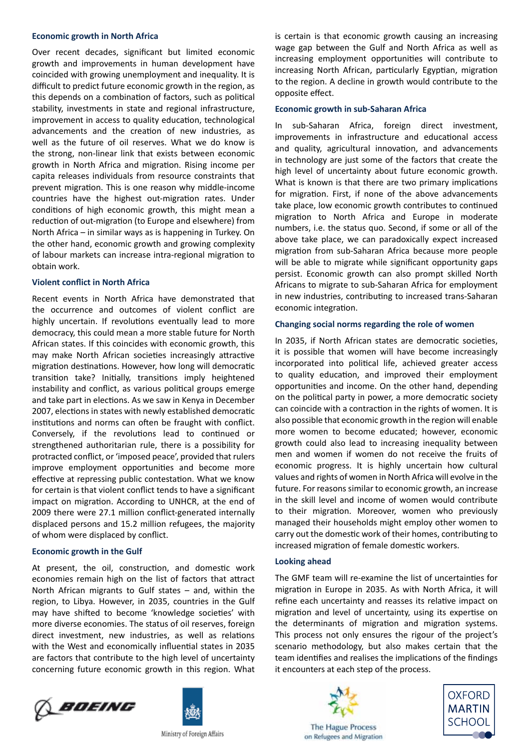### Economic growth in North Africa

Over recent decades, significant but limited economic growth and improvements in human development have coincided with growing unemployment and inequality. It is difficult to predict future economic growth in the region, as this depends on a combination of factors, such as political stability, investments in state and regional infrastructure, improvement in access to quality education, technological advancements and the creation of new industries, as well as the future of oil reserves. What we do know is the strong, non-linear link that exists between economic growth in North Africa and migration. Rising income per capita releases individuals from resource constraints that prevent migration. This is one reason why middle-income countries have the highest out-migration rates. Under conditions of high economic growth, this might mean a reduction of out-migration (to Europe and elsewhere) from North Africa – in similar ways as is happening in Turkey. On the other hand, economic growth and growing complexity of labour markets can increase intra-regional migration to obtain work.

### Violent conflict in North Africa

Recent events in North Africa have demonstrated that the occurrence and outcomes of violent conflict are highly uncertain. If revolutions eventually lead to more democracy, this could mean a more stable future for North African states. If this coincides with economic growth, this may make North African societies increasingly attractive migration destinations. However, how long will democratic transition take? Initially, transitions imply heightened instability and conflict, as various political groups emerge and take part in elections. As we saw in Kenya in December 2007, elections in states with newly established democratic institutions and norms can often be fraught with conflict. Conversely, if the revolutions lead to continued or strengthened authoritarian rule, there is a possibility for protracted conflict, or 'imposed peace', provided that rulers improve employment opportunities and become more effective at repressing public contestation. What we know for certain is that violent conflict tends to have a significant impact on migration. According to UNHCR, at the end of 2009 there were 27.1 million conflict-generated internally displaced persons and 15.2 million refugees, the majority of whom were displaced by conflict.

### Economic growth in the Gulf

At present, the oil, construction, and domestic work economies remain high on the list of factors that attract North African migrants to Gulf states – and, within the region, to Libya. However, in 2035, countries in the Gulf may have shifted to become 'knowledge societies' with more diverse economies. The status of oil reserves, foreign direct investment, new industries, as well as relations with the West and economically influential states in 2035 are factors that contribute to the high level of uncertainty concerning future economic growth in this region. What is certain is that economic growth causing an increasing wage gap between the Gulf and North Africa as well as increasing employment opportunities will contribute to increasing North African, particularly Egyptian, migration to the region. A decline in growth would contribute to the opposite effect.

### Economic growth in sub-Saharan Africa

In sub-Saharan Africa, foreign direct investment, improvements in infrastructure and educational access and quality, agricultural innovation, and advancements in technology are just some of the factors that create the high level of uncertainty about future economic growth. What is known is that there are two primary implications for migration. First, if none of the above advancements take place, low economic growth contributes to continued migration to North Africa and Europe in moderate numbers, i.e. the status quo. Second, if some or all of the above take place, we can paradoxically expect increased migration from sub-Saharan Africa because more people will be able to migrate while significant opportunity gaps persist. Economic growth can also prompt skilled North Africans to migrate to sub-Saharan Africa for employment in new industries, contributing to increased trans-Saharan economic integration.

### Changing social norms regarding the role of women

In 2035, if North African states are democratic societies, it is possible that women will have become increasingly incorporated into political life, achieved greater access to quality education, and improved their employment opportunities and income. On the other hand, depending on the political party in power, a more democratic society can coincide with a contraction in the rights of women. It is also possible that economic growth in the region will enable more women to become educated; however, economic growth could also lead to increasing inequality between men and women if women do not receive the fruits of economic progress. It is highly uncertain how cultural values and rights of women in North Africa will evolve in the future. For reasons similar to economic growth, an increase in the skill level and income of women would contribute to their migration. Moreover, women who previously managed their households might employ other women to carry out the domestic work of their homes, contributing to increased migration of female domestic workers.

### Looking ahead

The GMF team will re-examine the list of uncertainties for migration in Europe in 2035. As with North Africa, it will refine each uncertainty and reasses its relative impact on migration and level of uncertainty, using its expertise on the determinants of migration and migration systems. This process not only ensures the rigour of the project's scenario methodology, but also makes certain that the team identifies and realises the implications of the findings it encounters at each step of the process.

BOEING

Ministry of Foreign Affairs

The Hague Process on Refugees and Migration

OXFORD MARTIN SCHOOL